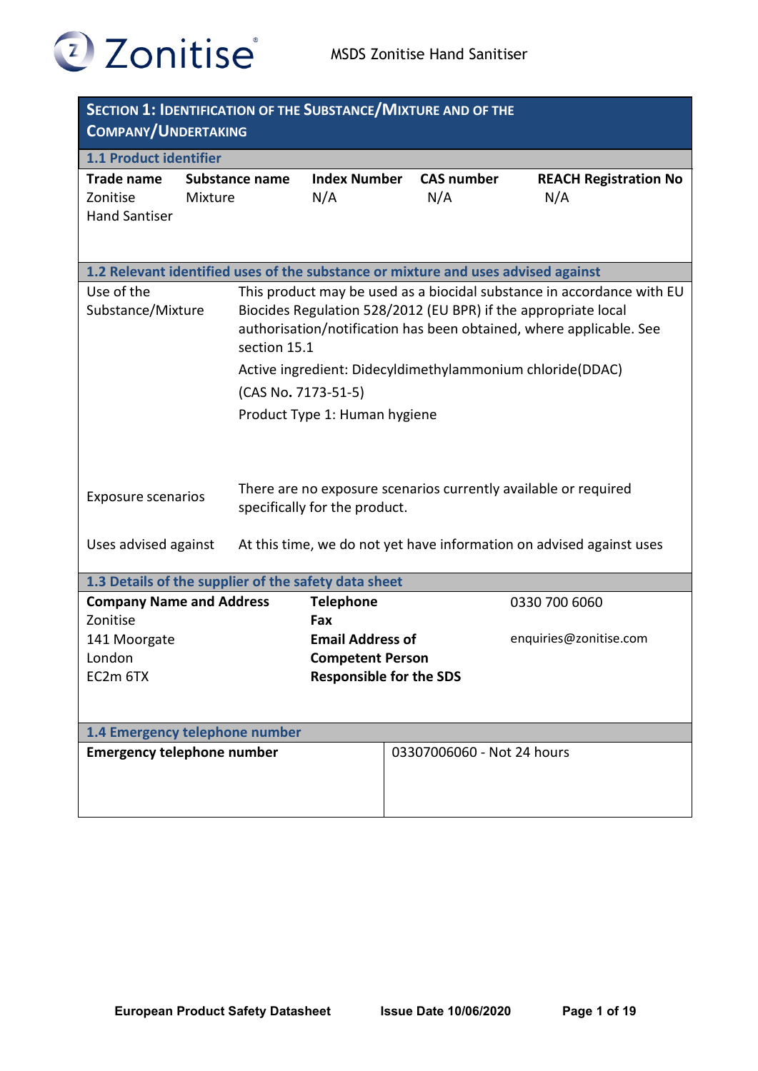# Section 1: Identification of the Substance/Mixture and of the Company/Undertaking

## 1.1 Product identifier

| Trade name | Substance name | Index Number | CAS number | REACH Registration No |
|---|---|---|---|---|
| Zonitise Hand Santiser | Mixture | N/A | N/A | N/A |

## 1.2 Relevant identified uses of the substance or mixture and uses advised against

| | |
|---|---|
| Use of the Substance/Mixture | This product may be used as a biocidal substance in accordance with EU Biocides Regulation 528/2012 (EU BPR) if the appropriate local authorisation/notification has been obtained, where applicable. See section 15.1<br><br>Active ingredient: Didecyldimethylammonium chloride(DDAC)<br><br>(CAS No. 7173-51-5)<br><br>Product Type 1: Human hygiene |
| Exposure scenarios | There are no exposure scenarios currently available or required specifically for the product. |
| Uses advised against | At this time, we do not yet have information on advised against uses |

## 1.3 Details of the supplier of the safety data sheet

| Company Name and Address | | |
|---|---|---|
| Zonitise<br>141 Moorgate<br>London<br>EC2m 6TX | **Telephone** | 0330 700 6060 |
| | **Fax** | |
| | **Email Address of Competent Person Responsible for the SDS** | enquiries@zonitise.com |

## 1.4 Emergency telephone number

| Emergency telephone number | 03307006060 - Not 24 hours |
|---|---|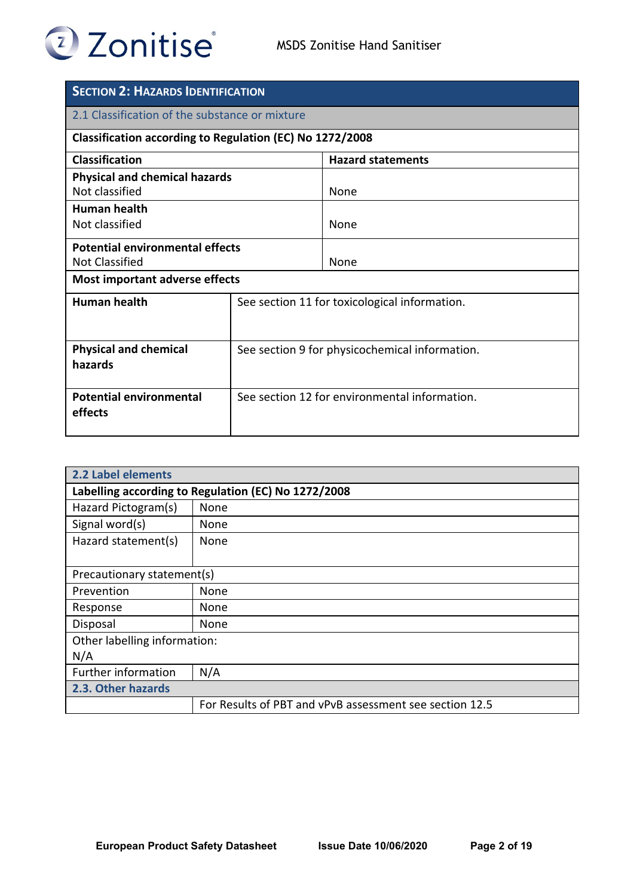## Section 2: Hazards Identification

### 2.1 Classification of the substance or mixture

**Classification according to Regulation (EC) No 1272/2008**

| Classification | Hazard statements |
|---|---|
| **Physical and chemical hazards**<br>Not classified | None |
| **Human health**<br>Not classified | None |
| **Potential environmental effects**<br>Not Classified | None |

**Most important adverse effects**

| | |
|---|---|
| **Human health** | See section 11 for toxicological information. |
| **Physical and chemical hazards** | See section 9 for physicochemical information. |
| **Potential environmental effects** | See section 12 for environmental information. |

### 2.2 Label elements

**Labelling according to Regulation (EC) No 1272/2008**

| | |
|---|---|
| Hazard Pictogram(s) | None |
| Signal word(s) | None |
| Hazard statement(s) | None |
| Precautionary statement(s) | |
| Prevention | None |
| Response | None |
| Disposal | None |
| Other labelling information:<br>N/A | |
| Further information | N/A |

### 2.3. Other hazards

| | |
|---|---|
| | For Results of PBT and vPvB assessment see section 12.5 |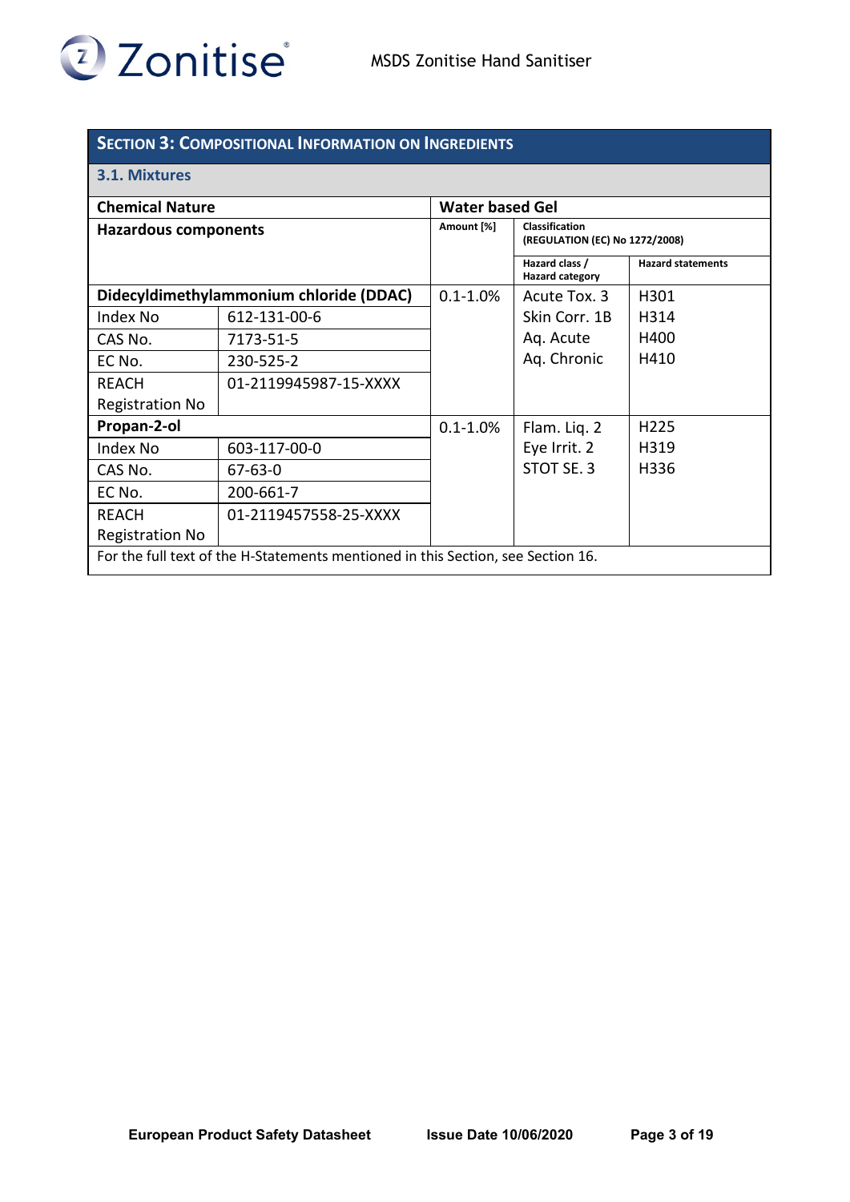## SECTION 3: COMPOSITIONAL INFORMATION ON INGREDIENTS

### 3.1. Mixtures

| Chemical Nature | | Water based Gel | | |
|---|---|---|---|---|
| **Hazardous components** | | **Amount [%]** | **Classification (REGULATION (EC) No 1272/2008)** | |
| | | | **Hazard class / Hazard category** | **Hazard statements** |
| **Didecyldimethylammonium chloride (DDAC)** | | 0.1-1.0% | Acute Tox. 3<br>Skin Corr. 1B<br>Aq. Acute<br>Aq. Chronic | H301<br>H314<br>H400<br>H410 |
| Index No | 612-131-00-6 | | | |
| CAS No. | 7173-51-5 | | | |
| EC No. | 230-525-2 | | | |
| REACH Registration No | 01-2119945987-15-XXXX | | | |
| **Propan-2-ol** | | 0.1-1.0% | Flam. Liq. 2<br>Eye Irrit. 2<br>STOT SE. 3 | H225<br>H319<br>H336 |
| Index No | 603-117-00-0 | | | |
| CAS No. | 67-63-0 | | | |
| EC No. | 200-661-7 | | | |
| REACH Registration No | 01-2119457558-25-XXXX | | | |

For the full text of the H-Statements mentioned in this Section, see Section 16.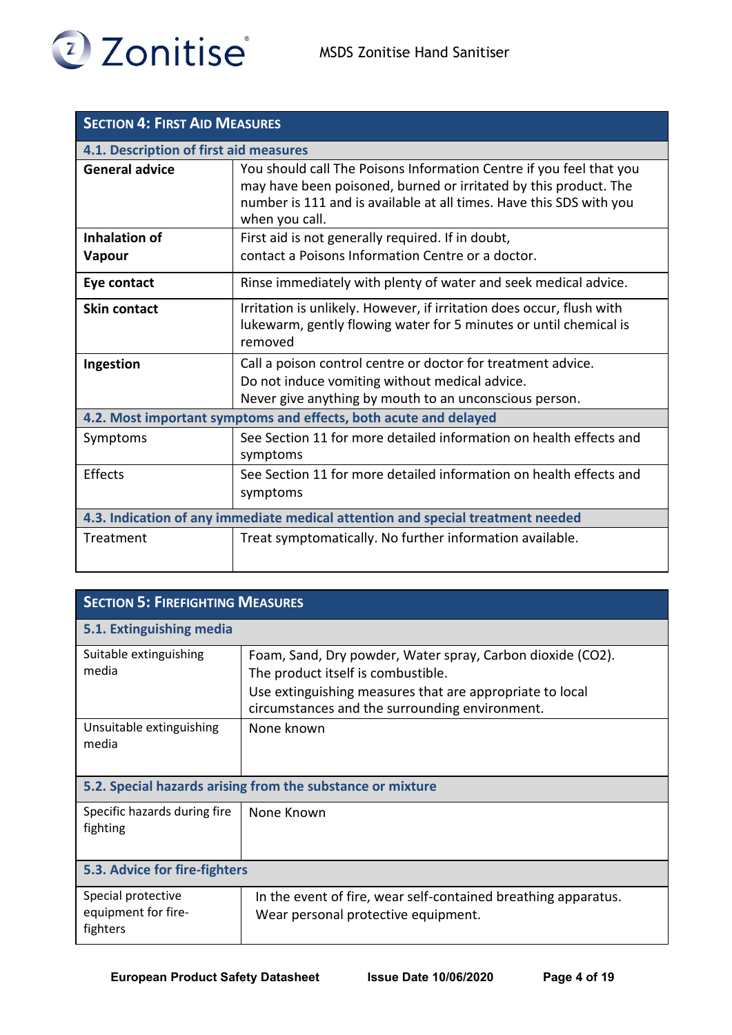## Section 4: First Aid Measures

| 4.1. Description of first aid measures | |
|---|---|
| **General advice** | You should call The Poisons Information Centre if you feel that you may have been poisoned, burned or irritated by this product. The number is 111 and is available at all times. Have this SDS with you when you call. |
| **Inhalation of Vapour** | First aid is not generally required. If in doubt, contact a Poisons Information Centre or a doctor. |
| **Eye contact** | Rinse immediately with plenty of water and seek medical advice. |
| **Skin contact** | Irritation is unlikely. However, if irritation does occur, flush with lukewarm, gently flowing water for 5 minutes or until chemical is removed |
| **Ingestion** | Call a poison control centre or doctor for treatment advice.<br>Do not induce vomiting without medical advice.<br>Never give anything by mouth to an unconscious person. |
| **4.2. Most important symptoms and effects, both acute and delayed** | |
| Symptoms | See Section 11 for more detailed information on health effects and symptoms |
| Effects | See Section 11 for more detailed information on health effects and symptoms |
| **4.3. Indication of any immediate medical attention and special treatment needed** | |
| Treatment | Treat symptomatically. No further information available. |

## Section 5: Firefighting Measures

| 5.1. Extinguishing media | |
|---|---|
| Suitable extinguishing media | Foam, Sand, Dry powder, Water spray, Carbon dioxide ($CO_2$).<br>The product itself is combustible.<br>Use extinguishing measures that are appropriate to local circumstances and the surrounding environment. |
| Unsuitable extinguishing media | None known |
| **5.2. Special hazards arising from the substance or mixture** | |
| Specific hazards during fire fighting | None Known |
| **5.3. Advice for fire-fighters** | |
| Special protective equipment for fire-fighters | In the event of fire, wear self-contained breathing apparatus.<br>Wear personal protective equipment. |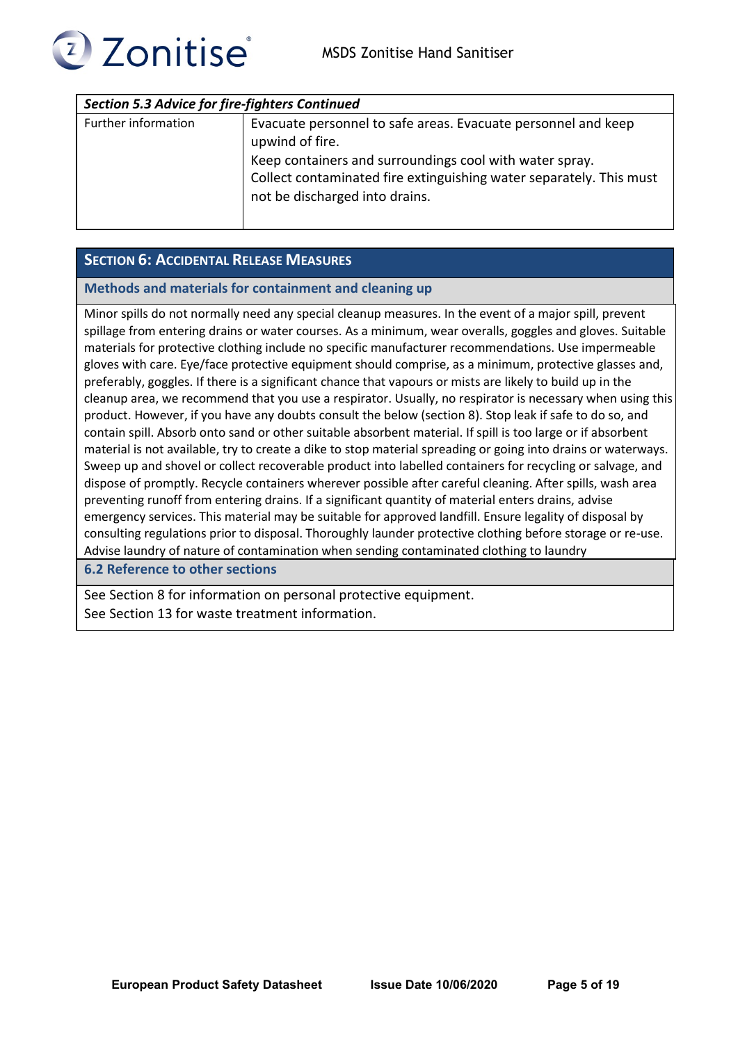| *Section 5.3 Advice for fire-fighters Continued* | |
|---|---|
| Further information | Evacuate personnel to safe areas. Evacuate personnel and keep upwind of fire. Keep containers and surroundings cool with water spray. Collect contaminated fire extinguishing water separately. This must not be discharged into drains. |

## SECTION 6: ACCIDENTAL RELEASE MEASURES

### Methods and materials for containment and cleaning up

Minor spills do not normally need any special cleanup measures. In the event of a major spill, prevent spillage from entering drains or water courses. As a minimum, wear overalls, goggles and gloves. Suitable materials for protective clothing include no specific manufacturer recommendations. Use impermeable gloves with care. Eye/face protective equipment should comprise, as a minimum, protective glasses and, preferably, goggles. If there is a significant chance that vapours or mists are likely to build up in the cleanup area, we recommend that you use a respirator. Usually, no respirator is necessary when using this product. However, if you have any doubts consult the below (section 8). Stop leak if safe to do so, and contain spill. Absorb onto sand or other suitable absorbent material. If spill is too large or if absorbent material is not available, try to create a dike to stop material spreading or going into drains or waterways. Sweep up and shovel or collect recoverable product into labelled containers for recycling or salvage, and dispose of promptly. Recycle containers wherever possible after careful cleaning. After spills, wash area preventing runoff from entering drains. If a significant quantity of material enters drains, advise emergency services. This material may be suitable for approved landfill. Ensure legality of disposal by consulting regulations prior to disposal. Thoroughly launder protective clothing before storage or re-use. Advise laundry of nature of contamination when sending contaminated clothing to laundry

### 6.2 Reference to other sections

See Section 8 for information on personal protective equipment.
See Section 13 for waste treatment information.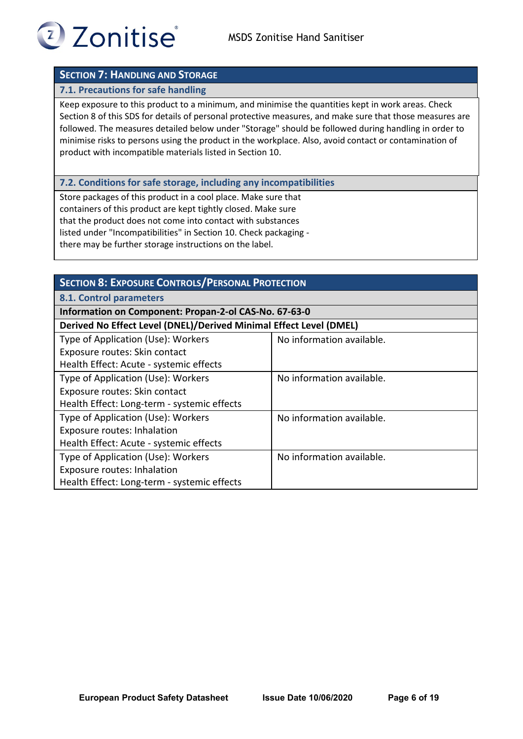## Section 7: Handling and Storage

### 7.1. Precautions for safe handling

Keep exposure to this product to a minimum, and minimise the quantities kept in work areas. Check Section 8 of this SDS for details of personal protective measures, and make sure that those measures are followed. The measures detailed below under "Storage" should be followed during handling in order to minimise risks to persons using the product in the workplace. Also, avoid contact or contamination of product with incompatible materials listed in Section 10.

### 7.2. Conditions for safe storage, including any incompatibilities

Store packages of this product in a cool place. Make sure that containers of this product are kept tightly closed. Make sure that the product does not come into contact with substances listed under "Incompatibilities" in Section 10. Check packaging - there may be further storage instructions on the label.

## Section 8: Exposure Controls/Personal Protection

### 8.1. Control parameters

**Information on Component: Propan-2-ol CAS-No. 67-63-0**

**Derived No Effect Level (DNEL)/Derived Minimal Effect Level (DMEL)**

| Type of Application (Use) | Result |
|---|---|
| Type of Application (Use): Workers<br>Exposure routes: Skin contact<br>Health Effect: Acute - systemic effects | No information available. |
| Type of Application (Use): Workers<br>Exposure routes: Skin contact<br>Health Effect: Long-term - systemic effects | No information available. |
| Type of Application (Use): Workers<br>Exposure routes: Inhalation<br>Health Effect: Acute - systemic effects | No information available. |
| Type of Application (Use): Workers<br>Exposure routes: Inhalation<br>Health Effect: Long-term - systemic effects | No information available. |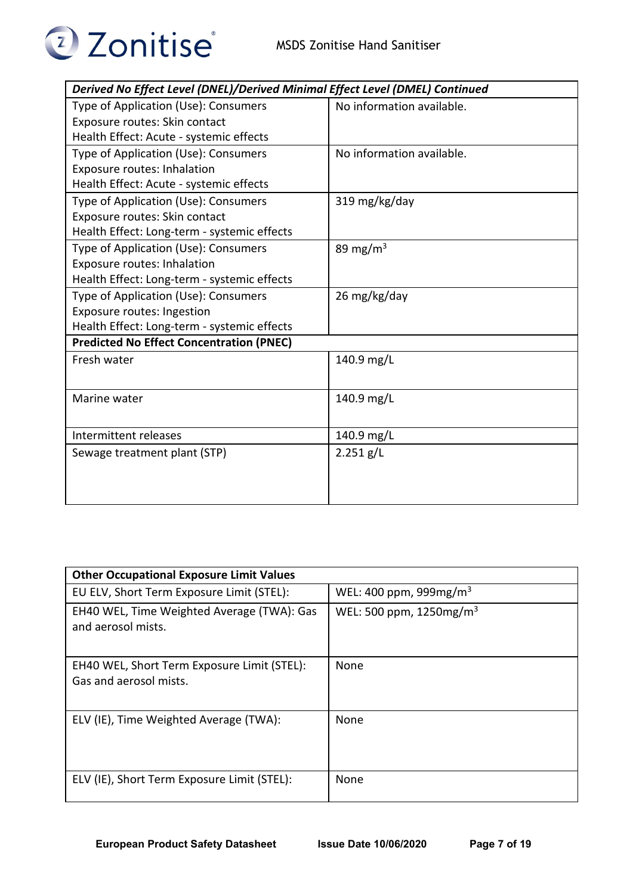| *Derived No Effect Level (DNEL)/Derived Minimal Effect Level (DMEL) Continued* | |
|---|---|
| Type of Application (Use): Consumers<br>Exposure routes: Skin contact<br>Health Effect: Acute - systemic effects | No information available. |
| Type of Application (Use): Consumers<br>Exposure routes: Inhalation<br>Health Effect: Acute - systemic effects | No information available. |
| Type of Application (Use): Consumers<br>Exposure routes: Skin contact<br>Health Effect: Long-term - systemic effects | 319 mg/kg/day |
| Type of Application (Use): Consumers<br>Exposure routes: Inhalation<br>Health Effect: Long-term - systemic effects | 89 $mg/m^3$ |
| Type of Application (Use): Consumers<br>Exposure routes: Ingestion<br>Health Effect: Long-term - systemic effects | 26 mg/kg/day |
| **Predicted No Effect Concentration (PNEC)** | |
| Fresh water | 140.9 mg/L |
| Marine water | 140.9 mg/L |
| Intermittent releases | 140.9 mg/L |
| Sewage treatment plant (STP) | 2.251 g/L |

| **Other Occupational Exposure Limit Values** | |
|---|---|
| EU ELV, Short Term Exposure Limit (STEL): | WEL: 400 ppm, 999$mg/m^3$ |
| EH40 WEL, Time Weighted Average (TWA): Gas and aerosol mists. | WEL: 500 ppm, 1250$mg/m^3$ |
| EH40 WEL, Short Term Exposure Limit (STEL): Gas and aerosol mists. | None |
| ELV (IE), Time Weighted Average (TWA): | None |
| ELV (IE), Short Term Exposure Limit (STEL): | None |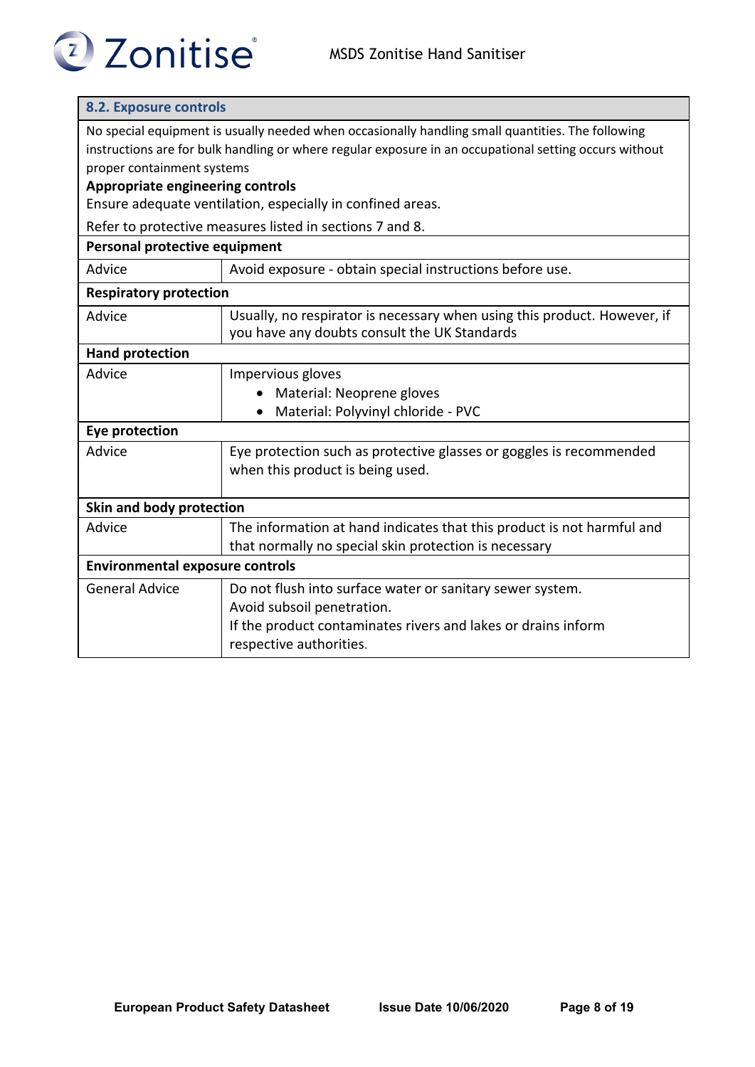## 8.2. Exposure controls

No special equipment is usually needed when occasionally handling small quantities. The following instructions are for bulk handling or where regular exposure in an occupational setting occurs without proper containment systems

**Appropriate engineering controls**

Ensure adequate ventilation, especially in confined areas.

Refer to protective measures listed in sections 7 and 8.

**Personal protective equipment**

| | |
|---|---|
| Advice | Avoid exposure - obtain special instructions before use. |

**Respiratory protection**

| | |
|---|---|
| Advice | Usually, no respirator is necessary when using this product. However, if you have any doubts consult the UK Standards |

**Hand protection**

| | |
|---|---|
| Advice | Impervious gloves<br>• Material: Neoprene gloves<br>• Material: Polyvinyl chloride - PVC |

**Eye protection**

| | |
|---|---|
| Advice | Eye protection such as protective glasses or goggles is recommended when this product is being used. |

**Skin and body protection**

| | |
|---|---|
| Advice | The information at hand indicates that this product is not harmful and that normally no special skin protection is necessary |

**Environmental exposure controls**

| | |
|---|---|
| General Advice | Do not flush into surface water or sanitary sewer system.<br>Avoid subsoil penetration.<br>If the product contaminates rivers and lakes or drains inform respective authorities. |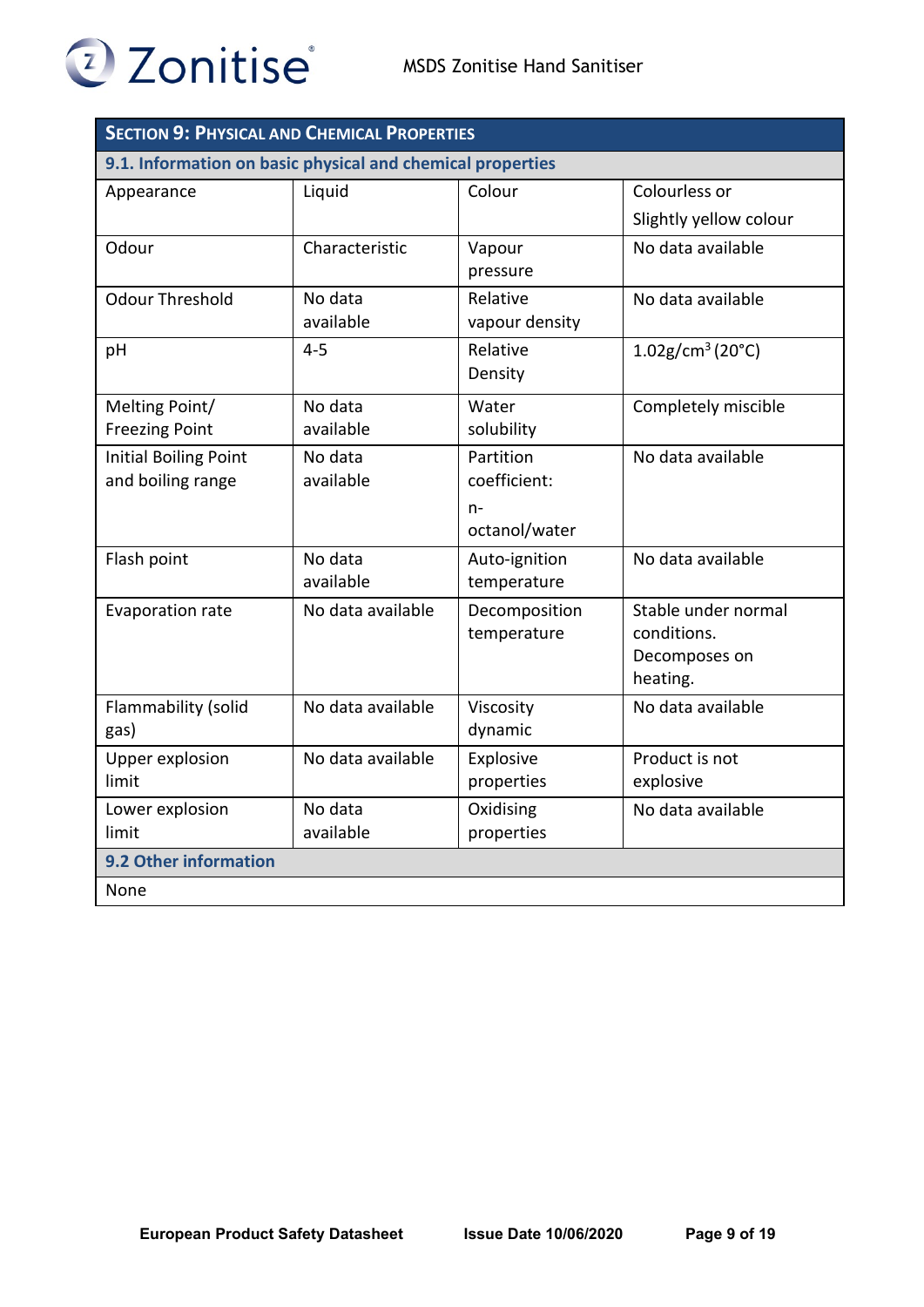## Section 9: Physical and Chemical Properties

### 9.1. Information on basic physical and chemical properties

| | | | |
|---|---|---|---|
| Appearance | Liquid | Colour | Colourless or Slightly yellow colour |
| Odour | Characteristic | Vapour pressure | No data available |
| Odour Threshold | No data available | Relative vapour density | No data available |
| pH | 4-5 | Relative Density | 1.02g/cm$^3$ (20°C) |
| Melting Point/ Freezing Point | No data available | Water solubility | Completely miscible |
| Initial Boiling Point and boiling range | No data available | Partition coefficient: n-octanol/water | No data available |
| Flash point | No data available | Auto-ignition temperature | No data available |
| Evaporation rate | No data available | Decomposition temperature | Stable under normal conditions. Decomposes on heating. |
| Flammability (solid gas) | No data available | Viscosity dynamic | No data available |
| Upper explosion limit | No data available | Explosive properties | Product is not explosive |
| Lower explosion limit | No data available | Oxidising properties | No data available |

### 9.2 Other information

None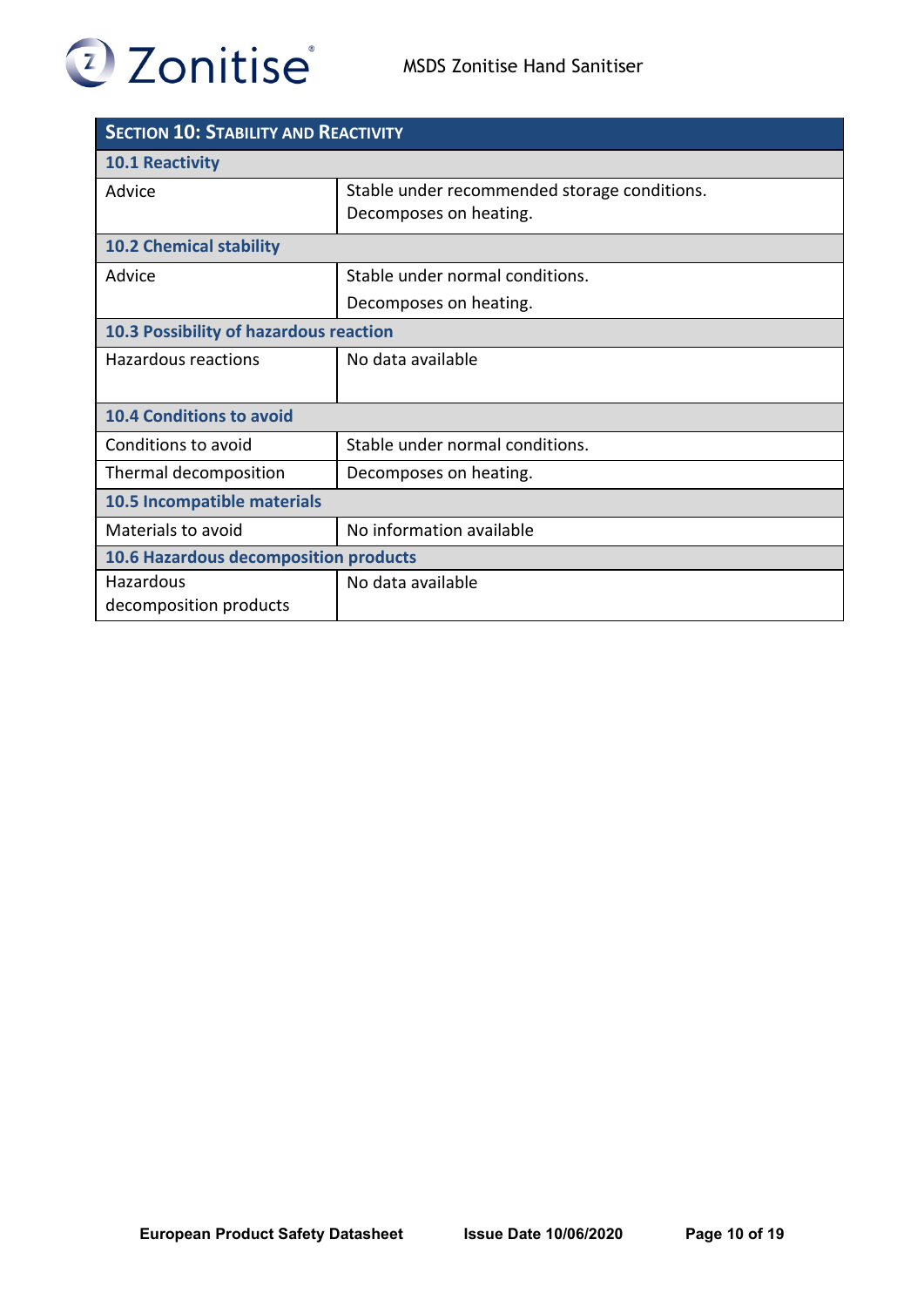## SECTION 10: STABILITY AND REACTIVITY

| 10.1 Reactivity | |
|---|---|
| Advice | Stable under recommended storage conditions. Decomposes on heating. |
| **10.2 Chemical stability** | |
| Advice | Stable under normal conditions. Decomposes on heating. |
| **10.3 Possibility of hazardous reaction** | |
| Hazardous reactions | No data available |
| **10.4 Conditions to avoid** | |
| Conditions to avoid | Stable under normal conditions. |
| Thermal decomposition | Decomposes on heating. |
| **10.5 Incompatible materials** | |
| Materials to avoid | No information available |
| **10.6 Hazardous decomposition products** | |
| Hazardous decomposition products | No data available |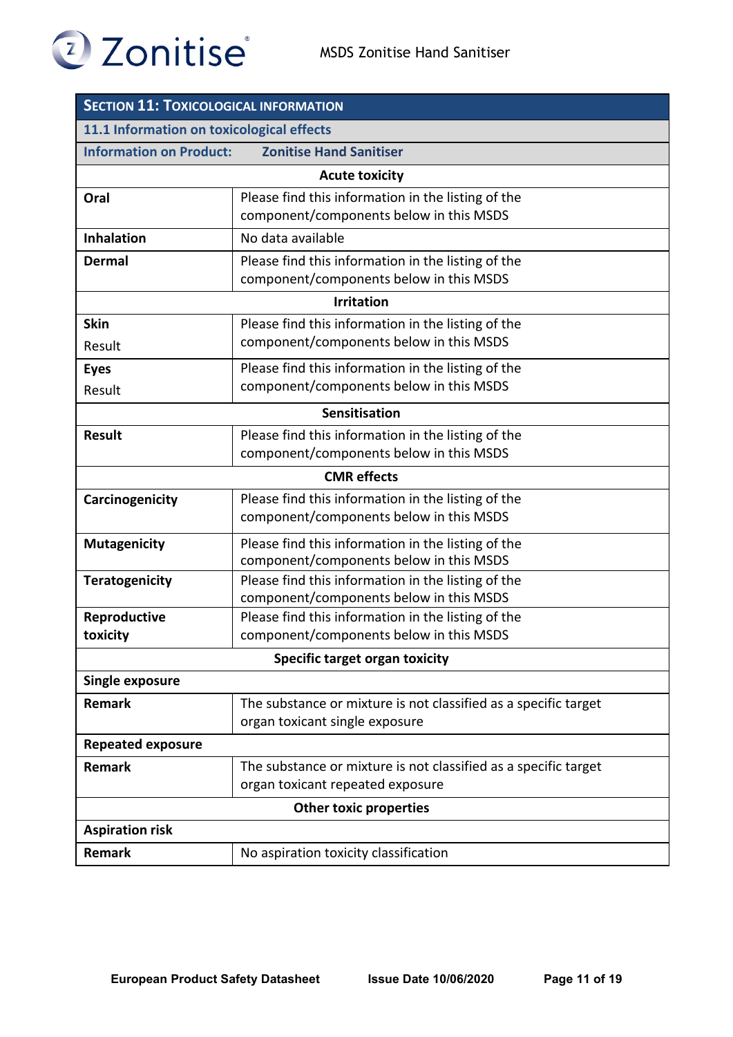## SECTION 11: TOXICOLOGICAL INFORMATION

### 11.1 Information on toxicological effects

**Information on Product:** **Zonitise Hand Sanitiser**

| **Acute toxicity** | |
|---|---|
| **Oral** | Please find this information in the listing of the component/components below in this MSDS |
| **Inhalation** | No data available |
| **Dermal** | Please find this information in the listing of the component/components below in this MSDS |
| **Irritation** | |
| **Skin**<br>Result | Please find this information in the listing of the component/components below in this MSDS |
| **Eyes**<br>Result | Please find this information in the listing of the component/components below in this MSDS |
| **Sensitisation** | |
| **Result** | Please find this information in the listing of the component/components below in this MSDS |
| **CMR effects** | |
| **Carcinogenicity** | Please find this information in the listing of the component/components below in this MSDS |
| **Mutagenicity** | Please find this information in the listing of the component/components below in this MSDS |
| **Teratogenicity** | Please find this information in the listing of the component/components below in this MSDS |
| **Reproductive toxicity** | Please find this information in the listing of the component/components below in this MSDS |
| **Specific target organ toxicity** | |
| **Single exposure** | |
| **Remark** | The substance or mixture is not classified as a specific target organ toxicant single exposure |
| **Repeated exposure** | |
| **Remark** | The substance or mixture is not classified as a specific target organ toxicant repeated exposure |
| **Other toxic properties** | |
| **Aspiration risk** | |
| **Remark** | No aspiration toxicity classification |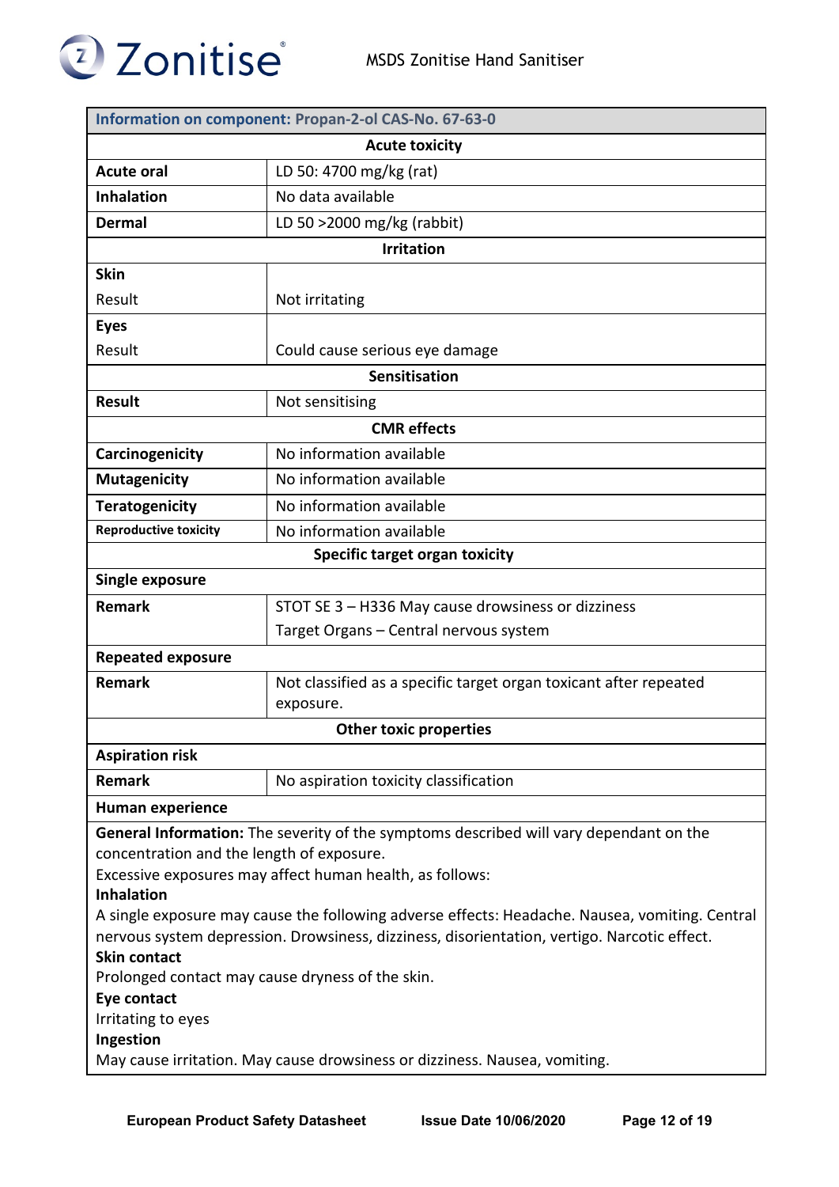| Information on component: Propan-2-ol CAS-No. 67-63-0 | |
|---|---|
| **Acute toxicity** | |
| **Acute oral** | LD 50: 4700 mg/kg (rat) |
| **Inhalation** | No data available |
| **Dermal** | LD 50 >2000 mg/kg (rabbit) |
| **Irritation** | |
| **Skin** | |
| Result | Not irritating |
| **Eyes** | |
| Result | Could cause serious eye damage |
| **Sensitisation** | |
| **Result** | Not sensitising |
| **CMR effects** | |
| **Carcinogenicity** | No information available |
| **Mutagenicity** | No information available |
| **Teratogenicity** | No information available |
| **Reproductive toxicity** | No information available |
| **Specific target organ toxicity** | |
| **Single exposure** | |
| **Remark** | STOT SE 3 – H336 May cause drowsiness or dizziness<br>Target Organs – Central nervous system |
| **Repeated exposure** | |
| **Remark** | Not classified as a specific target organ toxicant after repeated exposure. |
| **Other toxic properties** | |
| **Aspiration risk** | |
| **Remark** | No aspiration toxicity classification |
| **Human experience** | |

**General Information:** The severity of the symptoms described will vary dependant on the concentration and the length of exposure.

Excessive exposures may affect human health, as follows:

**Inhalation**

A single exposure may cause the following adverse effects: Headache. Nausea, vomiting. Central nervous system depression. Drowsiness, dizziness, disorientation, vertigo. Narcotic effect.

**Skin contact**

Prolonged contact may cause dryness of the skin.

**Eye contact**

Irritating to eyes

**Ingestion**

May cause irritation. May cause drowsiness or dizziness. Nausea, vomiting.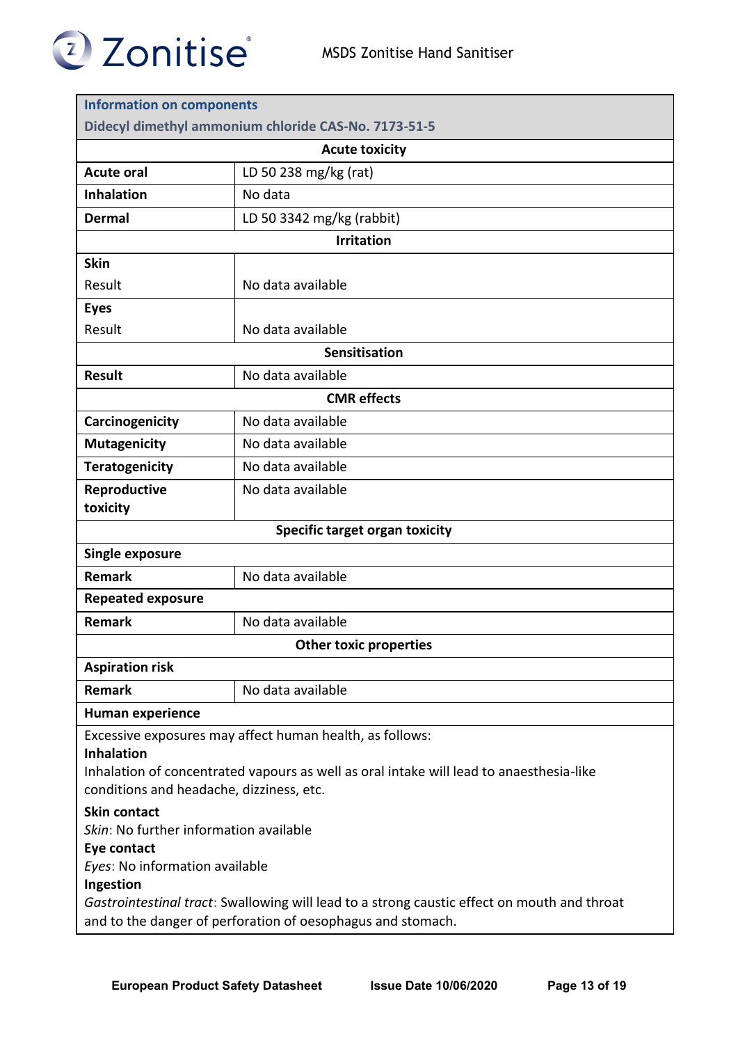| Information on components | |
|---|---|
| **Didecyl dimethyl ammonium chloride CAS-No. 7173-51-5** | |
| **Acute toxicity** | |
| **Acute oral** | LD 50 238 mg/kg (rat) |
| **Inhalation** | No data |
| **Dermal** | LD 50 3342 mg/kg (rabbit) |
| **Irritation** | |
| **Skin**<br>Result | No data available |
| **Eyes**<br>Result | No data available |
| **Sensitisation** | |
| **Result** | No data available |
| **CMR effects** | |
| **Carcinogenicity** | No data available |
| **Mutagenicity** | No data available |
| **Teratogenicity** | No data available |
| **Reproductive toxicity** | No data available |
| **Specific target organ toxicity** | |
| **Single exposure** | |
| **Remark** | No data available |
| **Repeated exposure** | |
| **Remark** | No data available |
| **Other toxic properties** | |
| **Aspiration risk** | |
| **Remark** | No data available |
| **Human experience** | |

Excessive exposures may affect human health, as follows:

**Inhalation**

Inhalation of concentrated vapours as well as oral intake will lead to anaesthesia-like conditions and headache, dizziness, etc.

**Skin contact**

*Skin*: No further information available

**Eye contact**

*Eyes*: No information available

**Ingestion**

*Gastrointestinal tract*: Swallowing will lead to a strong caustic effect on mouth and throat and to the danger of perforation of oesophagus and stomach.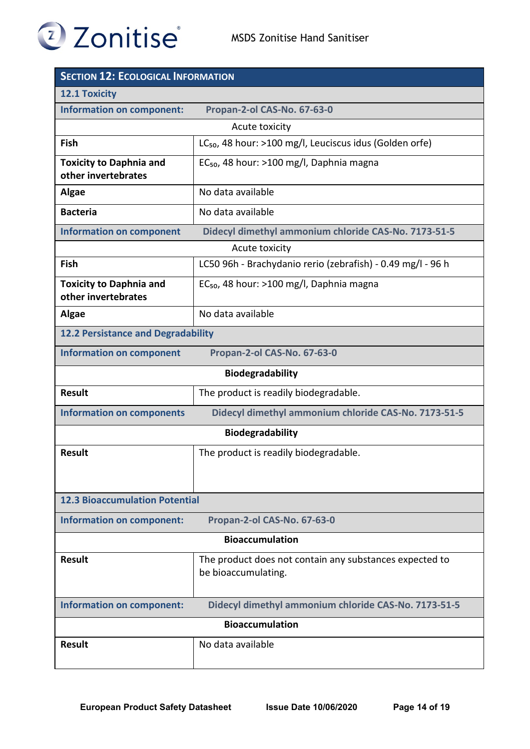## Section 12: Ecological Information

### 12.1 Toxicity

| Information on component: | Propan-2-ol CAS-No. 67-63-0 |
|---|---|
| | Acute toxicity |
| **Fish** | $LC_{50}$, 48 hour: >100 mg/l, Leuciscus idus (Golden orfe) |
| **Toxicity to Daphnia and other invertebrates** | $EC_{50}$, 48 hour: >100 mg/l, Daphnia magna |
| **Algae** | No data available |
| **Bacteria** | No data available |

| Information on component | Didecyl dimethyl ammonium chloride CAS-No. 7173-51-5 |
|---|---|
| | Acute toxicity |
| **Fish** | LC50 96h - Brachydanio rerio (zebrafish) - 0.49 mg/l - 96 h |
| **Toxicity to Daphnia and other invertebrates** | $EC_{50}$, 48 hour: >100 mg/l, Daphnia magna |
| **Algae** | No data available |

### 12.2 Persistance and Degradability

| Information on component | Propan-2-ol CAS-No. 67-63-0 |
|---|---|
| | **Biodegradability** |
| **Result** | The product is readily biodegradable. |

| Information on components | Didecyl dimethyl ammonium chloride CAS-No. 7173-51-5 |
|---|---|
| | **Biodegradability** |
| **Result** | The product is readily biodegradable. |

### 12.3 Bioaccumulation Potential

| Information on component: | Propan-2-ol CAS-No. 67-63-0 |
|---|---|
| | **Bioaccumulation** |
| **Result** | The product does not contain any substances expected to be bioaccumulating. |

| Information on component: | Didecyl dimethyl ammonium chloride CAS-No. 7173-51-5 |
|---|---|
| | **Bioaccumulation** |
| **Result** | No data available |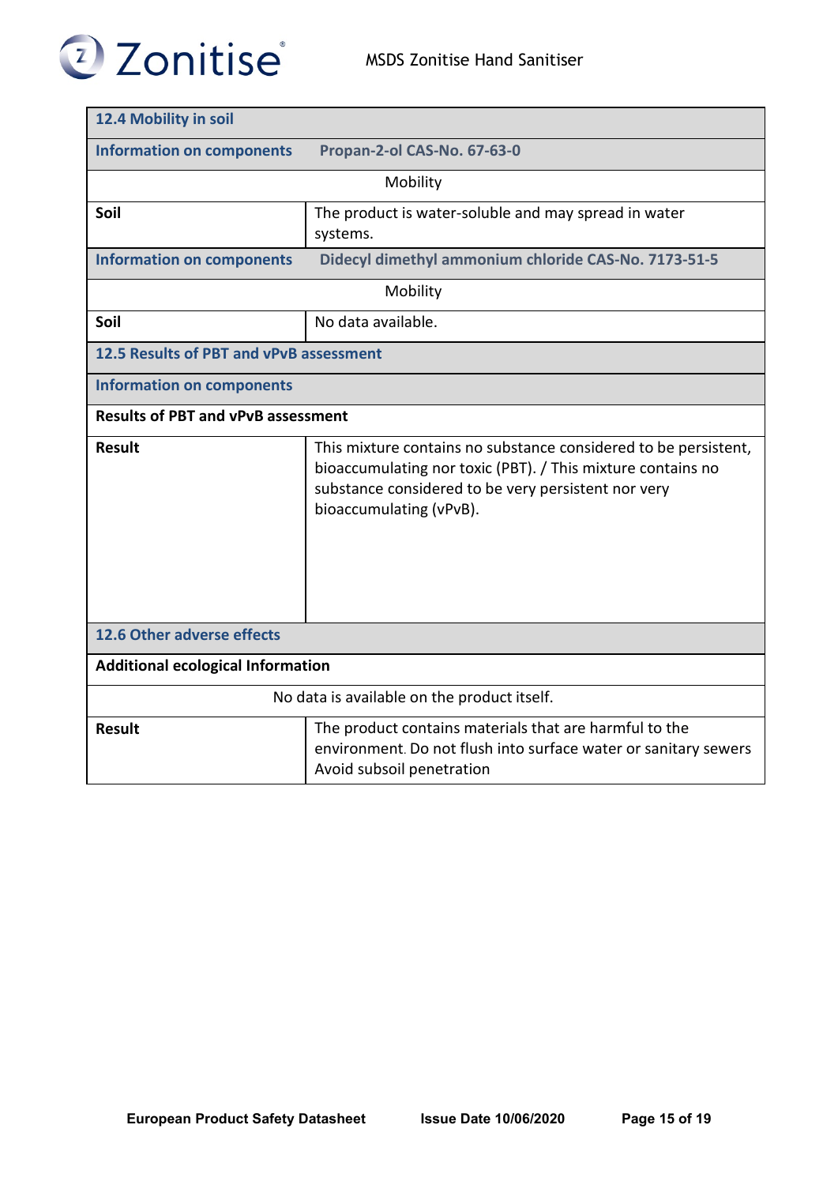### 12.4 Mobility in soil

| Information on components | Propan-2-ol CAS-No. 67-63-0 |
|---|---|
| | Mobility |
| **Soil** | The product is water-soluble and may spread in water systems. |

| Information on components | Didecyl dimethyl ammonium chloride CAS-No. 7173-51-5 |
|---|---|
| | Mobility |
| **Soil** | No data available. |

### 12.5 Results of PBT and vPvB assessment

**Information on components**

| Results of PBT and vPvB assessment | |
|---|---|
| **Result** | This mixture contains no substance considered to be persistent, bioaccumulating nor toxic (PBT). / This mixture contains no substance considered to be very persistent nor very bioaccumulating (vPvB). |

### 12.6 Other adverse effects

| Additional ecological Information | |
|---|---|
| | No data is available on the product itself. |
| **Result** | The product contains materials that are harmful to the environment. Do not flush into surface water or sanitary sewers Avoid subsoil penetration |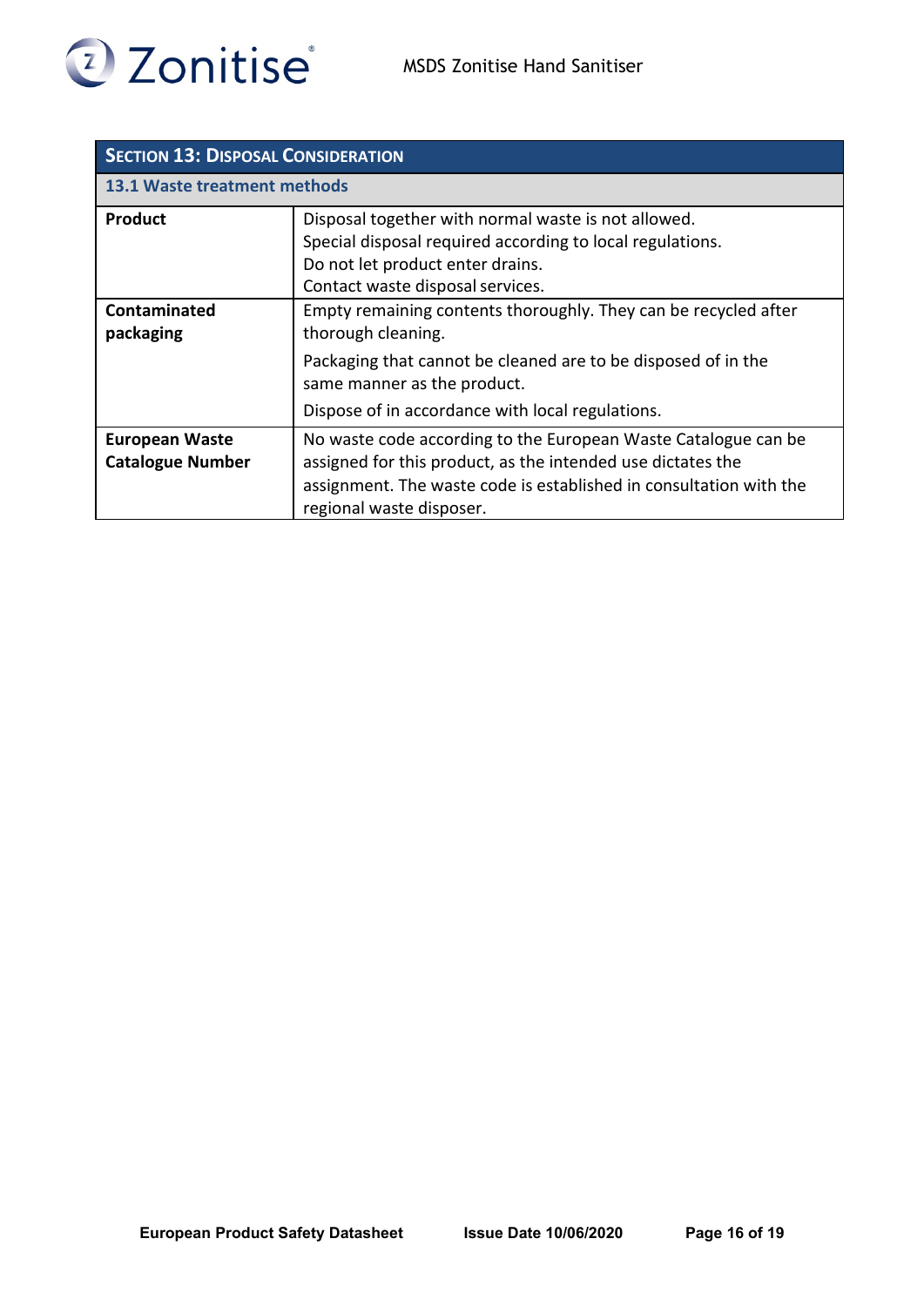## SECTION 13: DISPOSAL CONSIDERATION

### 13.1 Waste treatment methods

| | |
|---|---|
| **Product** | Disposal together with normal waste is not allowed.<br>Special disposal required according to local regulations.<br>Do not let product enter drains.<br>Contact waste disposal services. |
| **Contaminated packaging** | Empty remaining contents thoroughly. They can be recycled after thorough cleaning.<br>Packaging that cannot be cleaned are to be disposed of in the same manner as the product.<br>Dispose of in accordance with local regulations. |
| **European Waste Catalogue Number** | No waste code according to the European Waste Catalogue can be assigned for this product, as the intended use dictates the assignment. The waste code is established in consultation with the regional waste disposer. |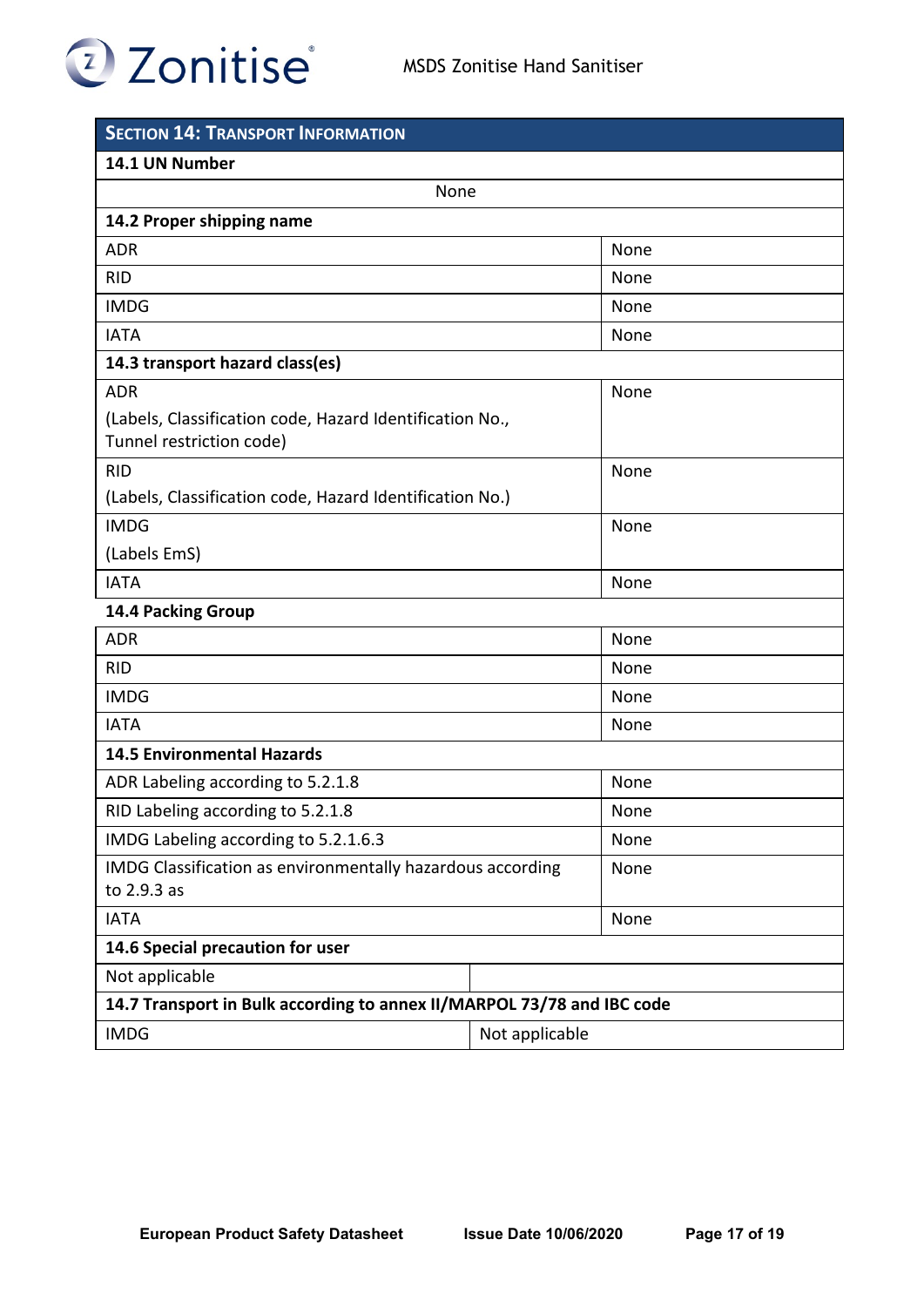| **SECTION 14: TRANSPORT INFORMATION** | |
|---|---|
| **14.1 UN Number** | |
| None | |
| **14.2 Proper shipping name** | |
| ADR | None |
| RID | None |
| IMDG | None |
| IATA | None |
| **14.3 transport hazard class(es)** | |
| ADR (Labels, Classification code, Hazard Identification No., Tunnel restriction code) | None |
| RID (Labels, Classification code, Hazard Identification No.) | None |
| IMDG (Labels EmS) | None |
| IATA | None |
| **14.4 Packing Group** | |
| ADR | None |
| RID | None |
| IMDG | None |
| IATA | None |
| **14.5 Environmental Hazards** | |
| ADR Labeling according to 5.2.1.8 | None |
| RID Labeling according to 5.2.1.8 | None |
| IMDG Labeling according to 5.2.1.6.3 | None |
| IMDG Classification as environmentally hazardous according to 2.9.3 as | None |
| IATA | None |
| **14.6 Special precaution for user** | |
| Not applicable | |
| **14.7 Transport in Bulk according to annex II/MARPOL 73/78 and IBC code** | |
| IMDG | Not applicable |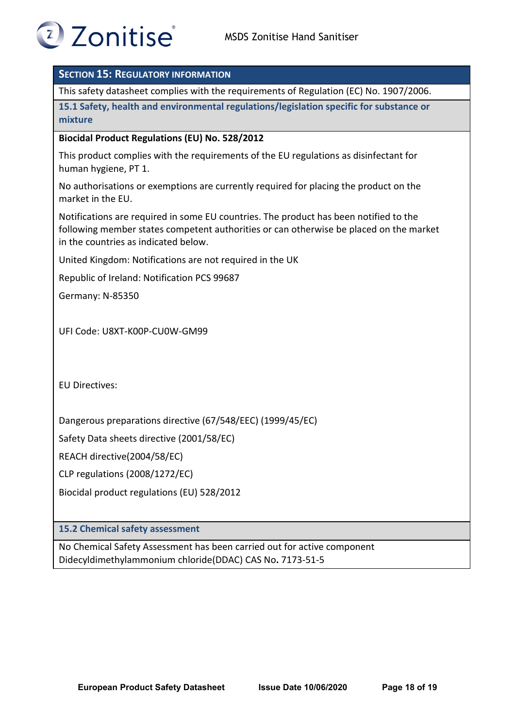## SECTION 15: REGULATORY INFORMATION

This safety datasheet complies with the requirements of Regulation (EC) No. 1907/2006.

### 15.1 Safety, health and environmental regulations/legislation specific for substance or mixture

**Biocidal Product Regulations (EU) No. 528/2012**

This product complies with the requirements of the EU regulations as disinfectant for human hygiene, PT 1.

No authorisations or exemptions are currently required for placing the product on the market in the EU.

Notifications are required in some EU countries. The product has been notified to the following member states competent authorities or can otherwise be placed on the market in the countries as indicated below.

United Kingdom: Notifications are not required in the UK

Republic of Ireland: Notification PCS 99687

Germany: N-85350

UFI Code: U8XT-K00P-CU0W-GM99

EU Directives:

Dangerous preparations directive (67/548/EEC) (1999/45/EC)

Safety Data sheets directive (2001/58/EC)

REACH directive(2004/58/EC)

CLP regulations (2008/1272/EC)

Biocidal product regulations (EU) 528/2012

### 15.2 Chemical safety assessment

No Chemical Safety Assessment has been carried out for active component Didecyldimethylammonium chloride(DDAC) CAS No**.** 7173-51-5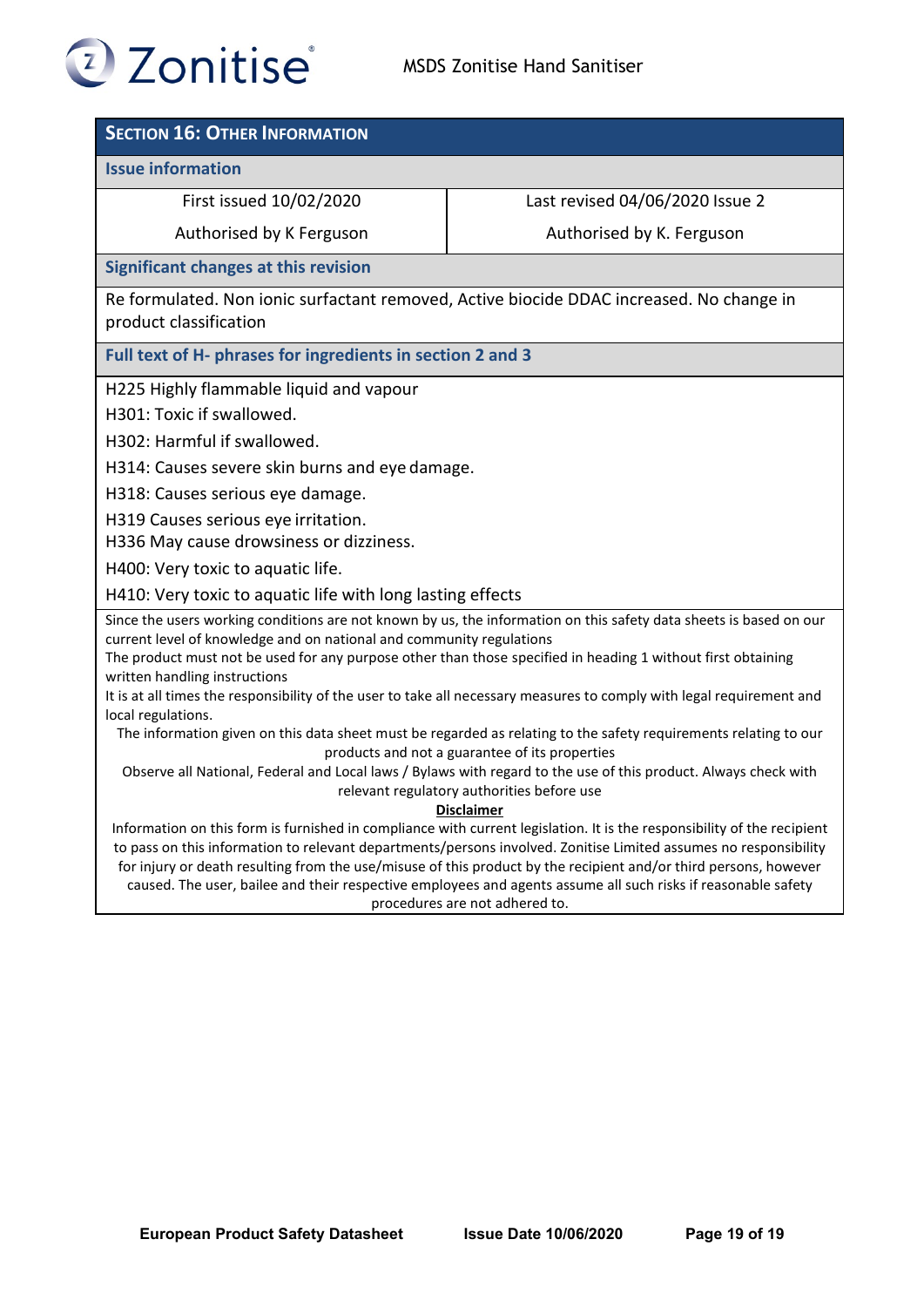## Section 16: Other Information

### Issue information

| | |
|---|---|
| First issued 10/02/2020 | Last revised 04/06/2020 Issue 2 |
| Authorised by K Ferguson | Authorised by K. Ferguson |

### Significant changes at this revision

Re formulated. Non ionic surfactant removed, Active biocide DDAC increased. No change in product classification

### Full text of H- phrases for ingredients in section 2 and 3

H225 Highly flammable liquid and vapour

H301: Toxic if swallowed.

H302: Harmful if swallowed.

H314: Causes severe skin burns and eye damage.

H318: Causes serious eye damage.

H319 Causes serious eye irritation.

H336 May cause drowsiness or dizziness.

H400: Very toxic to aquatic life.

H410: Very toxic to aquatic life with long lasting effects

Since the users working conditions are not known by us, the information on this safety data sheets is based on our current level of knowledge and on national and community regulations

The product must not be used for any purpose other than those specified in heading 1 without first obtaining written handling instructions

It is at all times the responsibility of the user to take all necessary measures to comply with legal requirement and local regulations.

The information given on this data sheet must be regarded as relating to the safety requirements relating to our products and not a guarantee of its properties

Observe all National, Federal and Local laws / Bylaws with regard to the use of this product. Always check with relevant regulatory authorities before use

**Disclaimer**

Information on this form is furnished in compliance with current legislation. It is the responsibility of the recipient to pass on this information to relevant departments/persons involved. Zonitise Limited assumes no responsibility for injury or death resulting from the use/misuse of this product by the recipient and/or third persons, however caused. The user, bailee and their respective employees and agents assume all such risks if reasonable safety procedures are not adhered to.